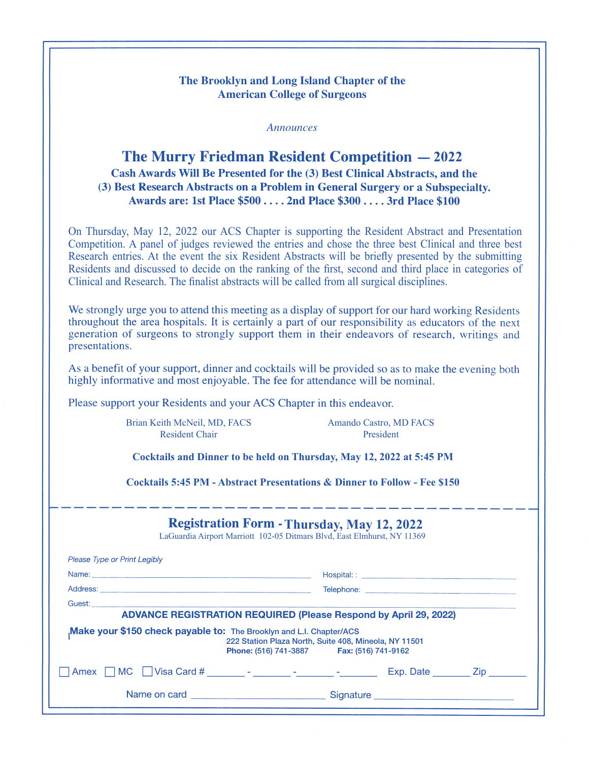**The Brooklyn and Long Island Chapter of the American College of Surgeons**

*Announces*

# The Murry Friedman Resident Competition — 2022

**Cash Awards Will Be Presented for the (3) Best Clinical Abstracts, and the (3) Best Research Abstracts on a Problem in General Surgery or a Subspecialty.**
**Awards are: 1st Place $500 . . . . 2nd Place $300 . . . . 3rd Place $100**

On Thursday, May 12, 2022 our ACS Chapter is supporting the Resident Abstract and Presentation Competition. A panel of judges reviewed the entries and chose the three best Clinical and three best Research entries. At the event the six Resident Abstracts will be briefly presented by the submitting Residents and discussed to decide on the ranking of the first, second and third place in categories of Clinical and Research. The finalist abstracts will be called from all surgical disciplines.

We strongly urge you to attend this meeting as a display of support for our hard working Residents throughout the area hospitals. It is certainly a part of our responsibility as educators of the next generation of surgeons to strongly support them in their endeavors of research, writings and presentations.

As a benefit of your support, dinner and cocktails will be provided so as to make the evening both highly informative and most enjoyable. The fee for attendance will be nominal.

Please support your Residents and your ACS Chapter in this endeavor.

Brian Keith McNeil, MD, FACS
Resident Chair

Amando Castro, MD FACS
President

**Cocktails and Dinner to be held on Thursday, May 12, 2022 at 5:45 PM**

**Cocktails 5:45 PM - Abstract Presentations & Dinner to Follow - Fee $150**

---

## Registration Form - Thursday, May 12, 2022

LaGuardia Airport Marriott 102-05 Ditmars Blvd, East Elmhurst, NY 11369

*Please Type or Print Legibly*

Name: ____________________ Hospital: : ____________________

Address: ____________________ Telephone: ____________________

Guest: ____________________

**ADVANCE REGISTRATION REQUIRED (Please Respond by April 29, 2022)**

**Make your $150 check payable to:** The Brooklyn and L.I. Chapter/ACS
222 Station Plaza North, Suite 408, Mineola, NY 11501
**Phone:** (516) 741-3887 **Fax:** (516) 741-9162

☐ Amex ☐ MC ☐ Visa Card # _______ - _______ - _______ - _______ Exp. Date _______ Zip _______

Name on card ____________________ Signature ____________________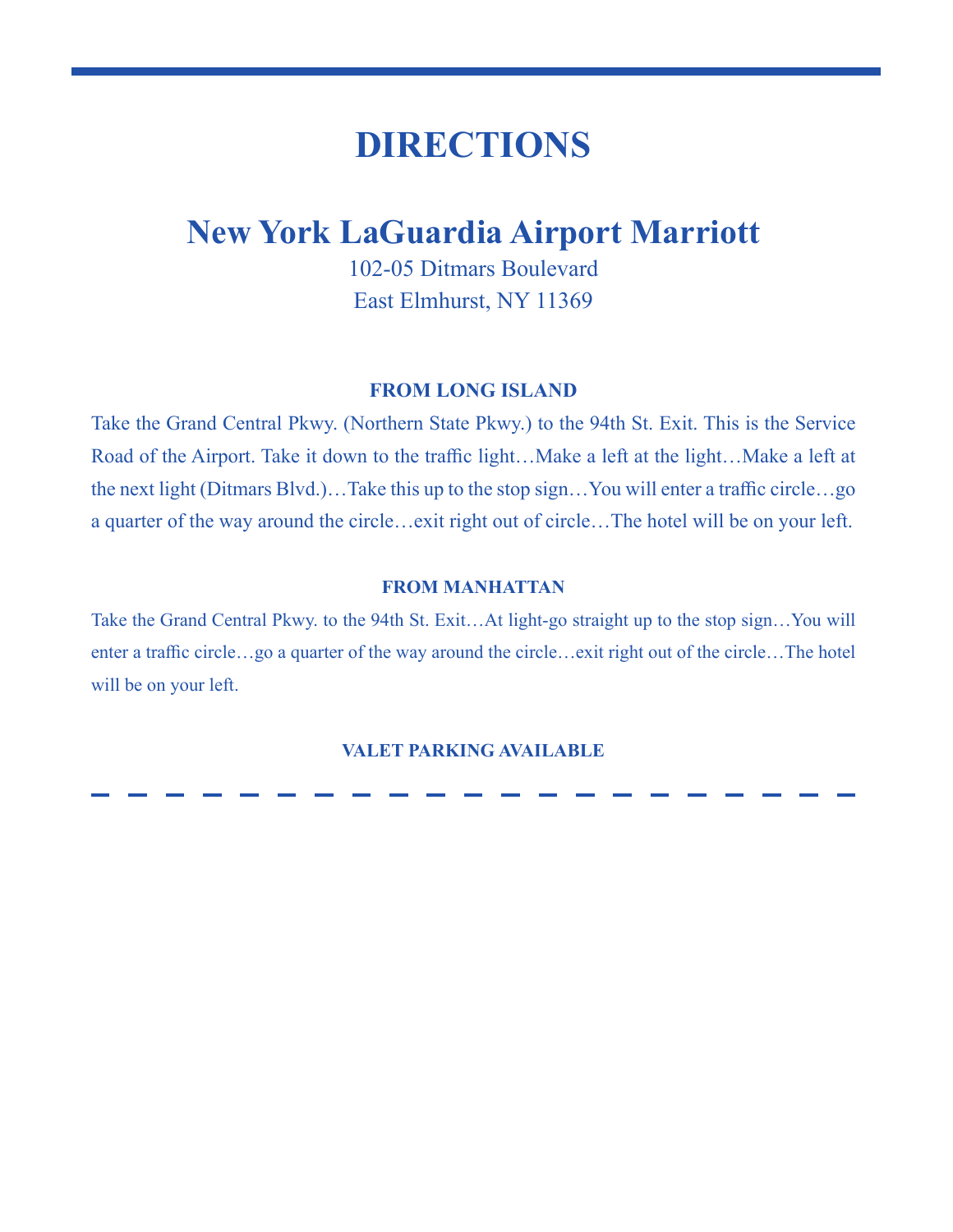# DIRECTIONS

## New York LaGuardia Airport Marriott

102-05 Ditmars Boulevard
East Elmhurst, NY 11369

### FROM LONG ISLAND

Take the Grand Central Pkwy. (Northern State Pkwy.) to the 94th St. Exit. This is the Service Road of the Airport. Take it down to the traffic light…Make a left at the light…Make a left at the next light (Ditmars Blvd.)…Take this up to the stop sign…You will enter a traffic circle…go a quarter of the way around the circle…exit right out of circle…The hotel will be on your left.

### FROM MANHATTAN

Take the Grand Central Pkwy. to the 94th St. Exit…At light-go straight up to the stop sign…You will enter a traffic circle…go a quarter of the way around the circle…exit right out of the circle…The hotel will be on your left.

**VALET PARKING AVAILABLE**